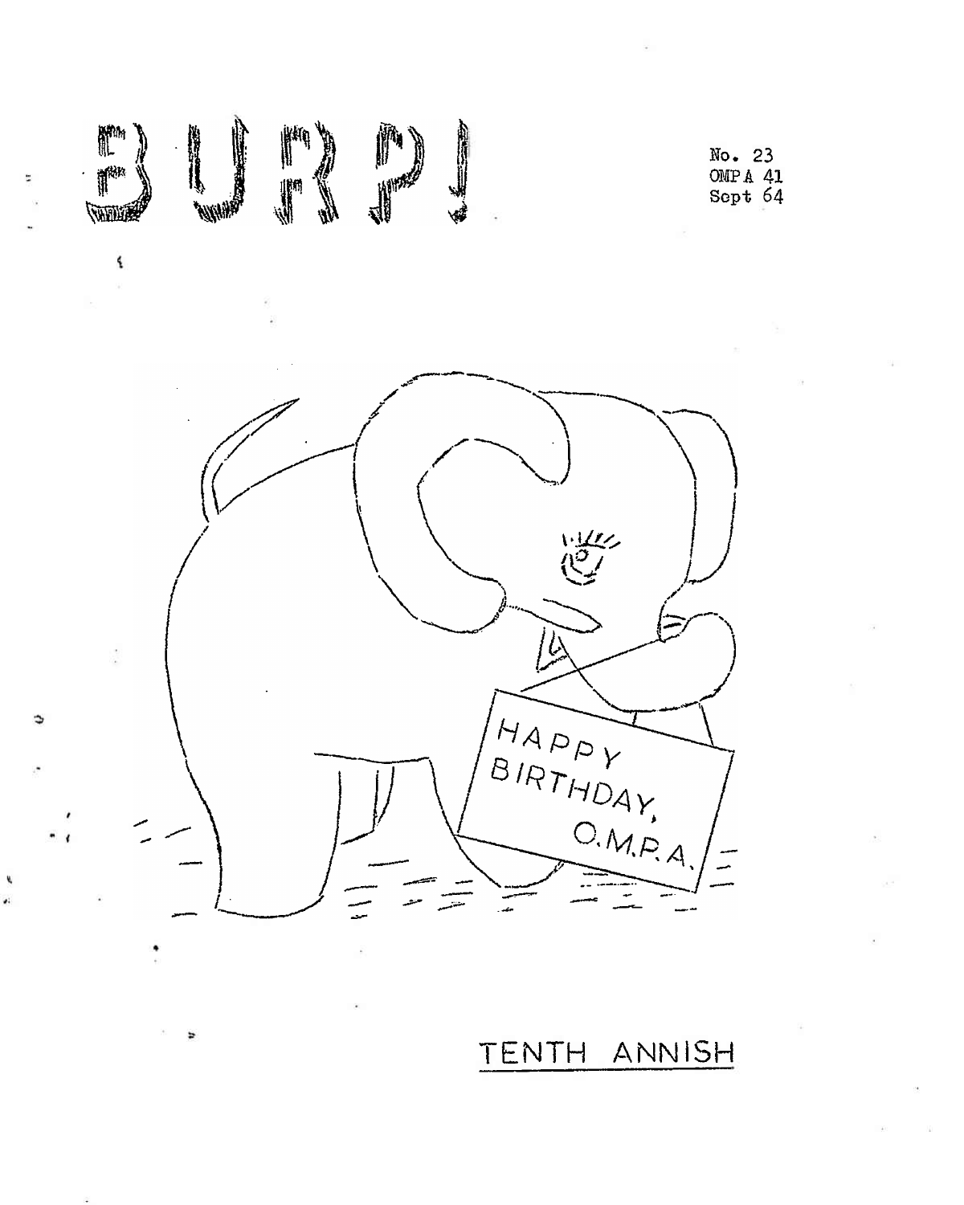# BURP!

No. 23
OMPA 41
Sept 64

HAPPY BIRTHDAY, O.M.P.A.

TENTH ANNISH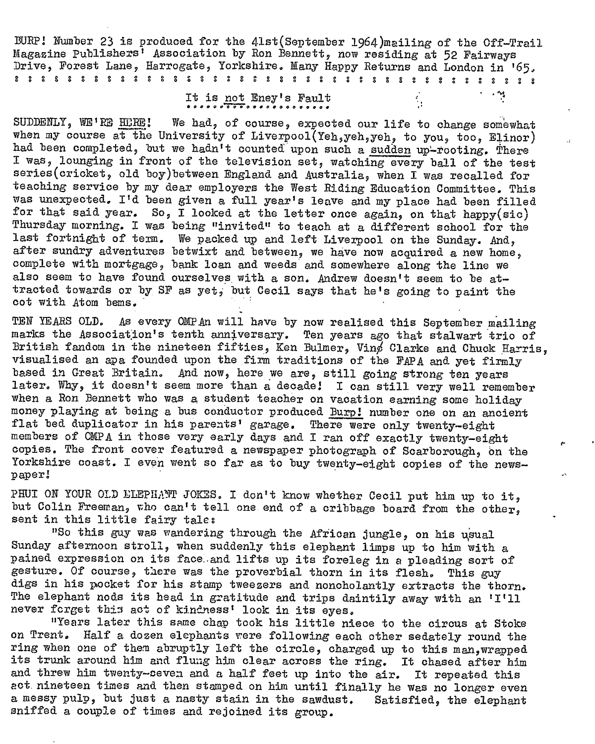BURP! Number 23 is produced for the 41st(September 1964)mailing of the Off-Trail Magazine Publishers' Association by Ron Bennett, now residing at 52 Fairways Drive, Forest Lane, Harrogate, Yorkshire. Many Happy Returns and London in '65.

: : : : : : : : : : : : : : : : : : : : : : : : : : : : : : : : : : : : : : :

## It is not Eney's Fault

SUDDENLY, WE'RE HERE! We had, of course, expected our life to change somewhat when my course at the University of Liverpool(Yeh,yeh,yeh, to you, too, Elinor) had been completed, but we hadn't counted upon such a sudden up-rooting. There I was, lounging in front of the television set, watching every ball of the test series(cricket, old boy)between England and Australia, when I was recalled for teaching service by my dear employers the West Riding Education Committee. This was unexpected. I'd been given a full year's leave and my place had been filled for that said year. So, I looked at the letter once again, on that happy(sic) Thursday morning. I was being "invited" to teach at a different school for the last fortnight of term. We packed up and left Liverpool on the Sunday. And, after sundry adventures betwixt and between, we have now acquired a new home, complete with mortgage, bank loan and weeds and somewhere along the line we also seem to have found ourselves with a son. Andrew doesn't seem to be attracted towards or by SF as yet, but Cecil says that he's going to paint the cot with Atom bems.

TEN YEARS OLD. As every OMPAn will have by now realised this September mailing marks the Association's tenth anniversary. Ten years ago that stalwart trio of British fandom in the nineteen fifties, Ken Bulmer, Vinø Clarke and Chuck Harris, visualised an apa founded upon the firm traditions of the FAPA and yet firmly based in Great Britain. And now, here we are, still going strong ten years later. Why, it doesn't seem more than a decade! I can still very well remember when a Ron Bennett who was a student teacher on vacation earning some holiday money playing at being a bus conductor produced Burp! number one on an ancient flat bed duplicator in his parents' garage. There were only twenty-eight members of OMPA in those very early days and I ran off exactly twenty-eight copies. The front cover featured a newspaper photograph of Scarborough, on the Yorkshire coast. I even went so far as to buy twenty-eight copies of the newspaper!

PHUI ON YOUR OLD ELEPHANT JOKES. I don't know whether Cecil put him up to it, but Colin Freeman, who can't tell one end of a cribbage board from the other, sent in this little fairy tale:

"So this guy was wandering through the African jungle, on his usual Sunday afternoon stroll, when suddenly this elephant limps up to him with a pained expression on its face and lifts up its foreleg in a pleading sort of gesture. Of course, there was the proverbial thorn in its flesh. This guy digs in his pocket for his stamp tweezers and noncholantly extracts the thorn. The elephant nods its head in gratitude and trips daintily away with an 'I'll never forget this act of kindness' look in its eyes.

"Years later this same chap took his little niece to the circus at Stoke on Trent. Half a dozen elephants were following each other sedately round the ring when one of them abruptly left the circle, charged up to this man,wrapped its trunk around him and flung him clear across the ring. It chased after him and threw him twenty-seven and a half feet up into the air. It repeated this act nineteen times and then stamped on him until finally he was no longer even a messy pulp, but just a nasty stain in the sawdust. Satisfied, the elephant sniffed a couple of times and rejoined its group.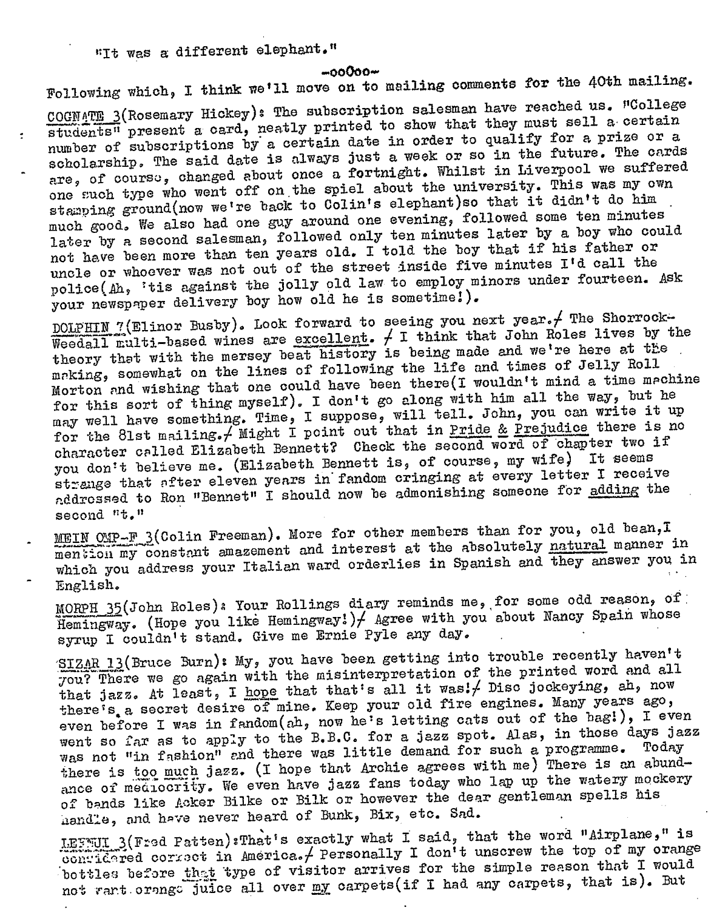"It was a different elephant."

-ooOoo-

Following which, I think we'll move on to mailing comments for the 40th mailing.

COGNATE 3(Rosemary Hickey): The subscription salesman have reached us. "College students" present a card, neatly printed to show that they must sell a certain number of subscriptions by a certain date in order to qualify for a prize or a scholarship. The said date is always just a week or so in the future. The cards are, of course, changed about once a fortnight. Whilst in Liverpool we suffered one such type who went off on the spiel about the university. This was my own stamping ground(now we're back to Colin's elephant)so that it didn't do him much good. We also had one guy around one evening, followed some ten minutes later by a second salesman, followed only ten minutes later by a boy who could not have been more than ten years old. I told the boy that if his father or uncle or whoever was not out of the street inside five minutes I'd call the police(Ah, 'tis against the jolly old law to employ minors under fourteen. Ask your newspaper delivery boy how old he is sometime!).

DOLPHIN 7(Elinor Busby). Look forward to seeing you next year./ The Shorrock-Weedall multi-based wines are excellent. / I think that John Roles lives by the theory that with the mersey beat history is being made and we're here at the making, somewhat on the lines of following the life and times of Jelly Roll Morton and wishing that one could have been there(I wouldn't mind a time machine for this sort of thing myself). I don't go along with him all the way, but he may well have something. Time, I suppose, will tell. John, you can write it up for the 81st mailing./ Might I point out that in Pride & Prejudice there is no character called Elizabeth Bennett? Check the second word of chapter two if you don't believe me. (Elizabeth Bennett is, of course, my wife) It seems strange that after eleven years in fandom cringing at every letter I receive addressed to Ron "Bennet" I should now be admonishing someone for adding the second "t."

MEIN OMP-F 3(Colin Freeman). More for other members than for you, old bean,I mention my constant amazement and interest at the absolutely natural manner in which you address your Italian ward orderlies in Spanish and they answer you in English.

MORPH 35(John Roles): Your Rollings diary reminds me, for some odd reason, of Hemingway. (Hope you like Hemingway!)/ Agree with you about Nancy Spain whose syrup I couldn't stand. Give me Ernie Pyle any day.

SIZAR 13(Bruce Burn): My, you have been getting into trouble recently haven't you? There we go again with the misinterpretation of the printed word and all that jazz. At least, I hope that that's all it was!/ Disc jockeying, ah, now there's a secret desire of mine. Keep your old fire engines. Many years ago, even before I was in fandom(ah, now he's letting cats out of the bag!), I even went so far as to apply to the B.B.C. for a jazz spot. Alas, in those days jazz was not "in fashion" and there was little demand for such a programme. Today there is too much jazz. (I hope that Archie agrees with me) There is an abundance of mediocrity. We even have jazz fans today who lap up the watery mockery of bands like Acker Bilke or Bilk or however the dear gentleman spells his handle, and have never heard of Bunk, Bix, etc. Sad.

LESNUI 3(Fred Patten):That's exactly what I said, that the word "Airplane," is considered correct in America./ Personally I don't unscrew the top of my orange bottles before that type of visitor arrives for the simple reason that I would not want orange juice all over my carpets(if I had any carpets, that is). But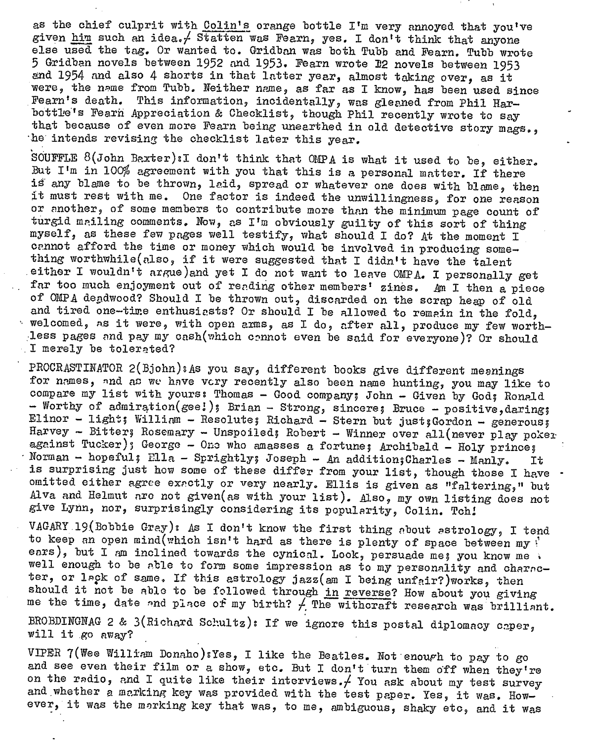as the chief culprit with Colin's orange bottle I'm very annoyed that you've given him such an idea./ Statten was Fearn, yes. I don't think that anyone else used the tag. Or wanted to. Gridban was both Tubb and Fearn. Tubb wrote 5 Gridban novels between 1952 and 1953. Fearn wrote 12 novels between 1953 and 1954 and also 4 shorts in that latter year, almost taking over, as it were, the name from Tubb. Neither name, as far as I know, has been used since Fearn's death. This information, incidentally, was gleaned from Phil Harbottle's Fearn Appreciation & Checklist, though Phil recently wrote to say that because of even more Fearn being unearthed in old detective story mags., he intends revising the checklist later this year.

SOUFFLE 8(John Baxter): I don't think that OMPA is what it used to be, either. But I'm in 100% agreement with you that this is a personal matter. If there is any blame to be thrown, laid, spread or whatever one does with blame, then it must rest with me. One factor is indeed the unwillingness, for one reason or another, of some members to contribute more than the minimum page count of turgid mailing comments. Now, as I'm obviously guilty of this sort of thing myself, as these few pages well testify, what should I do? At the moment I cannot afford the time or money which would be involved in producing something worthwhile(also, if it were suggested that I didn't have the talent either I wouldn't argue)and yet I do not want to leave OMPA. I personally get far too much enjoyment out of reading other members' zines. Am I then a piece of OMPA deadwood? Should I be thrown out, discarded on the scrap heap of old and tired one-time enthusiasts? Or should I be allowed to remain in the fold, welcomed, as it were, with open arms, as I do, after all, produce my few worthless pages and pay my cash(which cannot even be said for everyone)? Or should I merely be tolerated?

PROCRASTINATOR 2(Bjohn): As you say, different books give different meanings for names, and as we have very recently also been name hunting, you may like to compare my list with yours: Thomas - Good company; John - Given by God; Ronald - Worthy of admiration(gee!); Brian - Strong, sincere; Bruce - positive, daring; Elinor - light; William - Resolute; Richard - Stern but just; Gordon - generous; Harvey - Bitter; Rosemary - Unspoiled; Robert - Winner over all(never play poker against Tucker); George - One who amasses a fortune; Archibald - Holy prince; Norman - hopeful; Ella - Sprightly; Joseph - An addition; Charles - Manly. It is surprising just how some of these differ from your list, though those I have omitted either agree exactly or very nearly. Ellis is given as "faltering," but Alva and Helmut are not given(as with your list). Also, my own listing does not give Lynn, nor, surprisingly considering its popularity, Colin. Tch!

VAGARY 19(Bobbie Gray): As I don't know the first thing about astrology, I tend to keep an open mind(which isn't hard as there is plenty of space between my ears), but I am inclined towards the cynical. Look, persuade me; you know me well enough to be able to form some impression as to my personality and character, or lack of same. If this astrology jazz(am I being unfair?)works, then should it not be able to be followed through in reverse? How about you giving me the time, date and place of my birth? / The withcraft research was brilliant.

BROBDINGNAG 2 & 3(Richard Schultz): If we ignore this postal diplomacy caper, will it go away?

VIPER 7(Wee William Donaho): Yes, I like the Beatles. Not enough to pay to go and see even their film or a show, etc. But I don't turn them off when they're on the radio, and I quite like their interviews./ You ask about my test survey and whether a marking key was provided with the test paper. Yes, it was. However, it was the marking key that was, to me, ambiguous, shaky etc, and it was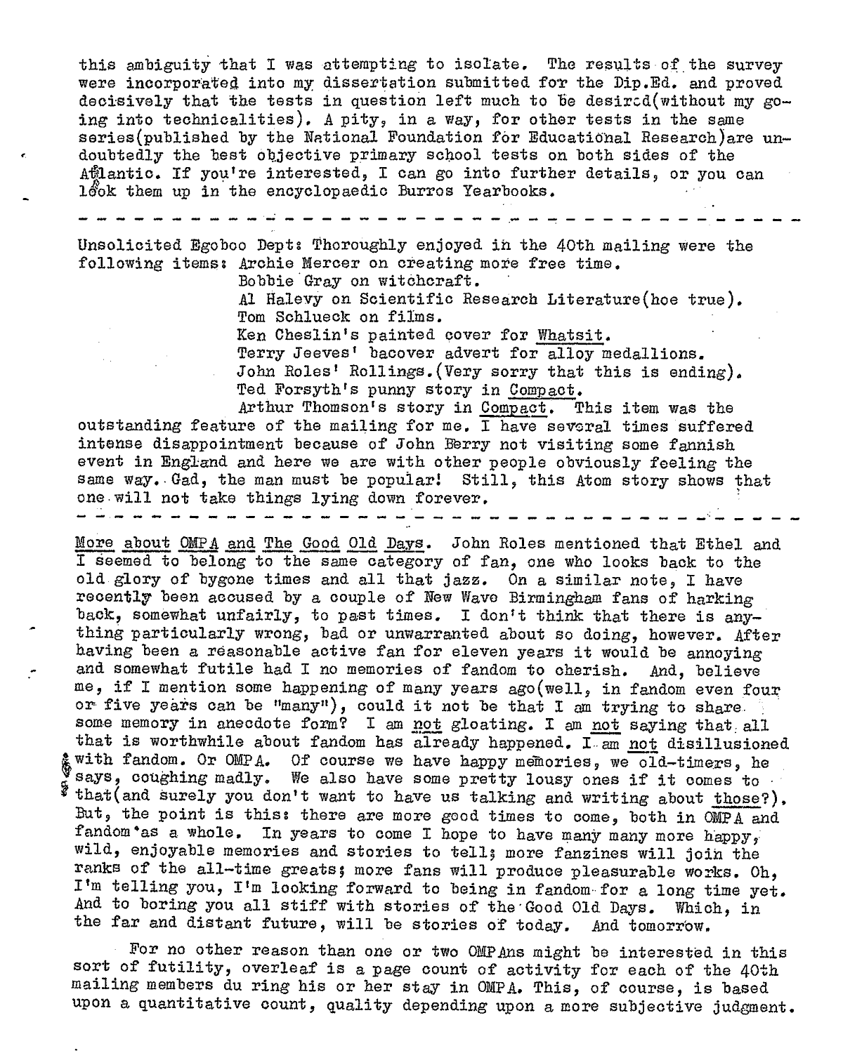this ambiguity that I was attempting to isolate. The results of the survey were incorporated into my dissertation submitted for the Dip.Ed. and proved decisively that the tests in question left much to be desired(without my going into technicalities). A pity, in a way, for other tests in the same series(published by the National Foundation for Educational Research)are undoubtedly the best objective primary school tests on both sides of the Atlantic. If you're interested, I can go into further details, or you can look them up in the encyclopaedic Burros Yearbooks.

- - - - - - - - - - - - - - - - - - - - - - - - - - - - - - - - - - - - - - -

Unsolicited Egoboo Dept: Thoroughly enjoyed in the 40th mailing were the following items: Archie Mercer on creating more free time.
Bobbie Gray on witchcraft.
Al Halevy on Scientific Research Literature(hoe true).
Tom Schlueck on films.
Ken Cheslin's painted cover for Whatsit.
Terry Jeeves' bacover advert for alloy medallions.
John Roles' Rollings.(Very sorry that this is ending).
Ted Forsyth's punny story in Compact.
Arthur Thomson's story in Compact. This item was the outstanding feature of the mailing for me. I have several times suffered intense disappointment because of John Berry not visiting some fannish event in England and here we are with other people obviously feeling the same way. Gad, the man must be popular! Still, this Atom story shows that one will not take things lying down forever.

- - - - - - - - - - - - - - - - - - - - - - - - - - - - - - - - - - - - - - -

More about OMPA and The Good Old Days. John Roles mentioned that Ethel and I seemed to belong to the same category of fan, one who looks back to the old glory of bygone times and all that jazz. On a similar note, I have recently been accused by a couple of New Wave Birmingham fans of harking back, somewhat unfairly, to past times. I don't think that there is anything particularly wrong, bad or unwarranted about so doing, however. After having been a reasonable active fan for eleven years it would be annoying and somewhat futile had I no memories of fandom to cherish. And, believe me, if I mention some happening of many years ago(well, in fandom even four or five years can be "many"), could it not be that I am trying to share some memory in anecdote form? I am not gloating. I am not saying that all that is worthwhile about fandom has already happened. I am not disillusioned with fandom. Or OMPA. Of course we have happy memories, we old-timers, he says, coughing madly. We also have some pretty lousy ones if it comes to that(and surely you don't want to have us talking and writing about those?). But, the point is this: there are more good times to come, both in OMPA and fandom as a whole. In years to come I hope to have many many more happy, wild, enjoyable memories and stories to tell; more fanzines will join the ranks of the all-time greats; more fans will produce pleasurable works. Oh, I'm telling you, I'm looking forward to being in fandom for a long time yet. And to boring you all stiff with stories of the Good Old Days. Which, in the far and distant future, will be stories of today. And tomorrow.

For no other reason than one or two OMPAns might be interested in this sort of futility, overleaf is a page count of activity for each of the 40th mailing members du ring his or her stay in OMPA. This, of course, is based upon a quantitative count, quality depending upon a more subjective judgment.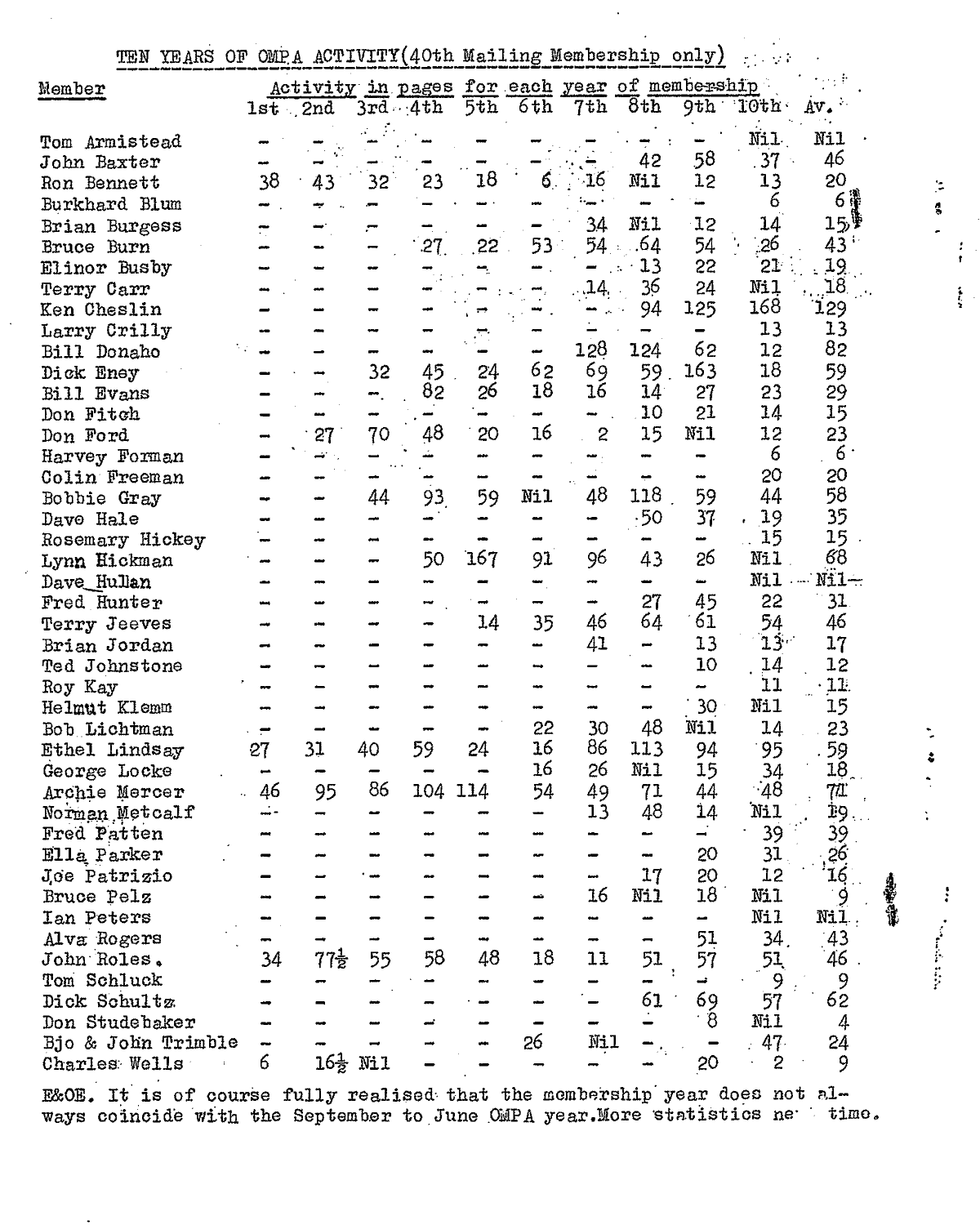TEN YEARS OF OMPA ACTIVITY(40th Mailing Membership only)

| Member | Activity in pages for each year of membership | | | | | | | | | | |
|---|---|---|---|---|---|---|---|---|---|---|---|
| | 1st | 2nd | 3rd | 4th | 5th | 6th | 7th | 8th | 9th | 10th | Av. |
| Tom Armistead | – | – | – | – | – | – | – | – | – | Nil | Nil |
| John Baxter | – | – | – | – | – | – | – | 42 | 58 | 37 | 46 |
| Ron Bennett | 38 | 43 | 32 | 23 | 18 | 6 | 16 | Nil | 12 | 13 | 20 |
| Burkhard Blum | – | – | – | – | – | – | – | – | – | 6 | 6 |
| Brian Burgess | – | – | – | – | – | – | 34 | Nil | 12 | 14 | 15 |
| Bruce Burn | – | – | – | 27 | 22 | 53 | 54 | 64 | 54 | 26 | 43 |
| Elinor Busby | – | – | – | – | – | – | – | 13 | 22 | 21 | 19 |
| Terry Carr | – | – | – | – | – | – | 14 | 36 | 24 | Nil | 18 |
| Ken Cheslin | – | – | – | – | – | – | – | 94 | 125 | 168 | 129 |
| Larry Crilly | – | – | – | – | – | – | – | – | – | 13 | 13 |
| Bill Donaho | – | – | – | – | – | – | 128 | 124 | 62 | 12 | 82 |
| Dick Eney | – | – | 32 | 45 | 24 | 62 | 69 | 59 | 163 | 18 | 59 |
| Bill Evans | – | – | – | 82 | 26 | 18 | 16 | 14 | 27 | 23 | 29 |
| Don Fitch | – | – | – | – | – | – | – | 10 | 21 | 14 | 15 |
| Don Ford | – | 27 | 70 | 48 | 20 | 16 | 2 | 15 | Nil | 12 | 23 |
| Harvey Forman | – | – | – | – | – | – | – | – | – | 6 | 6 |
| Colin Freeman | – | – | – | – | – | – | – | – | – | 20 | 20 |
| Bobbie Gray | – | – | 44 | 93 | 59 | Nil | 48 | 118 | 59 | 44 | 58 |
| Dave Hale | – | – | – | – | – | – | – | 50 | 37 | 19 | 35 |
| Rosemary Hickey | – | – | – | – | – | – | – | – | – | 15 | 15 |
| Lynn Hickman | – | – | – | 50 | 167 | 91 | 96 | 43 | 26 | Nil | 68 |
| Dave Hullan | – | – | – | – | – | – | – | – | – | Nil | Nil |
| Fred Hunter | – | – | – | – | – | – | – | 27 | 45 | 22 | 31 |
| Terry Jeeves | – | – | – | – | 14 | 35 | 46 | 64 | 61 | 54 | 46 |
| Brian Jordan | – | – | – | – | – | – | 41 | – | 13 | 13 | 17 |
| Ted Johnstone | – | – | – | – | – | – | – | – | 10 | 14 | 12 |
| Roy Kay | – | – | – | – | – | – | – | – | – | 11 | 11 |
| Helmut Klemm | – | – | – | – | – | – | – | – | 30 | Nil | 15 |
| Bob Lichtman | – | – | – | – | – | 22 | 30 | 48 | Nil | 14 | 23 |
| Ethel Lindsay | 27 | 31 | 40 | 59 | 24 | 16 | 86 | 113 | 94 | 95 | 59 |
| George Locke | – | – | – | – | – | 16 | 26 | Nil | 15 | 34 | 18 |
| Archie Mercer | 46 | 95 | 86 | 104 | 114 | 54 | 49 | 71 | 44 | 48 | 71 |
| Norman Metcalf | – | – | – | – | – | – | 13 | 48 | 14 | Nil | 19 |
| Fred Patten | – | – | – | – | – | – | – | – | – | 39 | 39 |
| Ella Parker | – | – | – | – | – | – | – | – | 20 | 31 | 26 |
| Joe Patrizio | – | – | – | – | – | – | – | 17 | 20 | 12 | 16 |
| Bruce Pelz | – | – | – | – | – | – | 16 | Nil | 18 | Nil | 9 |
| Ian Peters | – | – | – | – | – | – | – | – | – | Nil | Nil |
| Alva Rogers | – | – | – | – | – | – | – | – | 51 | 34 | 43 |
| John Roles. | 34 | 77½ | 55 | 58 | 48 | 18 | 11 | 51 | 57 | 51 | 46 |
| Tom Schluck | – | – | – | – | – | – | – | – | – | 9 | 9 |
| Dick Schultz | – | – | – | – | – | – | – | 61 | 69 | 57 | 62 |
| Don Studebaker | – | – | – | – | – | – | – | – | 8 | Nil | 4 |
| Bjo & John Trimble | – | – | – | – | – | 26 | Nil | – | – | 47 | 24 |
| Charles Wells | 6 | 16½ | Nil | – | – | – | – | – | 20 | 2 | 9 |

E&OE. It is of course fully realised that the membership year does not always coincide with the September to June OMPA year.More statistics ne time.